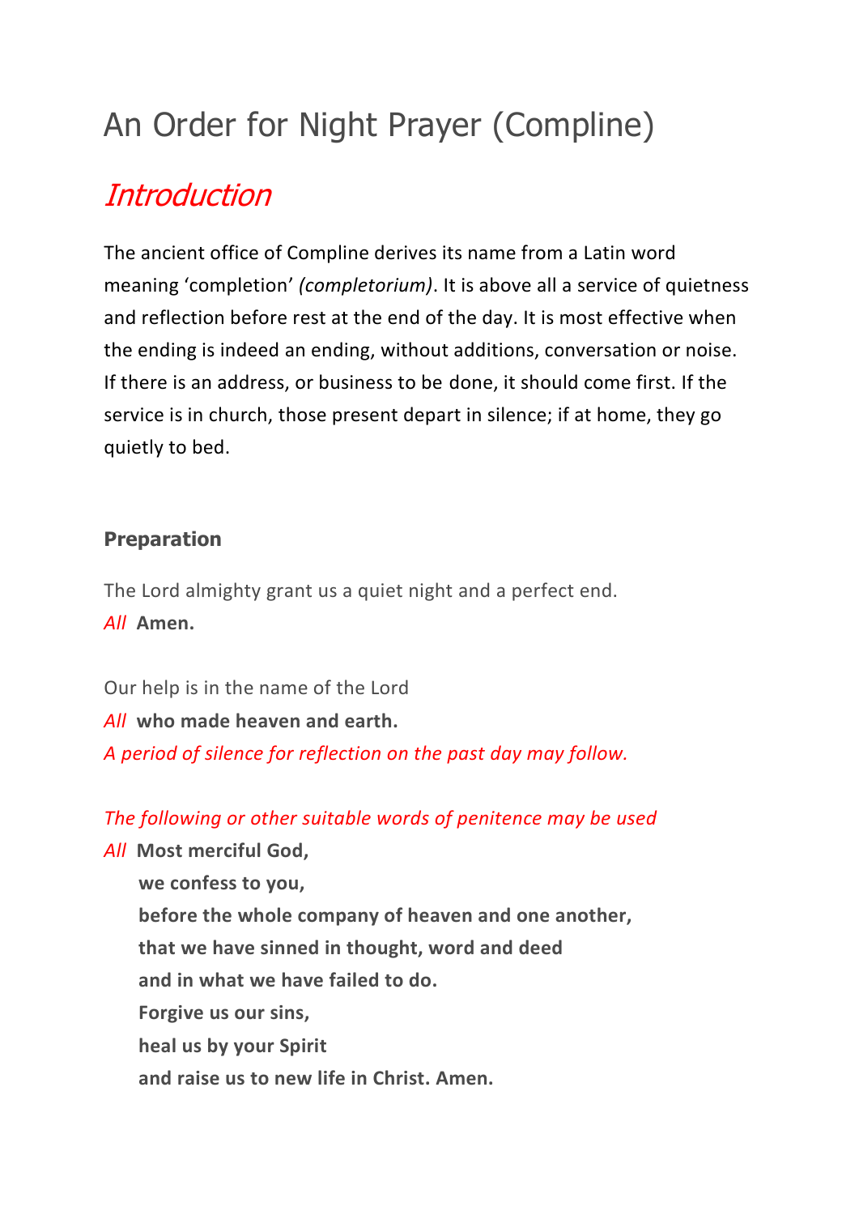# An Order for Night Prayer (Compline)

## *Introduction*

The ancient office of Compline derives its name from a Latin word meaning 'completion' *(completorium)*. It is above all a service of quietness and reflection before rest at the end of the day. It is most effective when the ending is indeed an ending, without additions, conversation or noise. If there is an address, or business to be done, it should come first. If the service is in church, those present depart in silence; if at home, they go quietly to bed.

### Preparation

The Lord almighty grant us a quiet night and a perfect end.
*All* **Amen.**

Our help is in the name of the Lord
*All* **who made heaven and earth.**
*A period of silence for reflection on the past day may follow.*

*The following or other suitable words of penitence may be used*
*All* **Most merciful God,**
**we confess to you,**
**before the whole company of heaven and one another,**
**that we have sinned in thought, word and deed**
**and in what we have failed to do.**
**Forgive us our sins,**
**heal us by your Spirit**
**and raise us to new life in Christ. Amen.**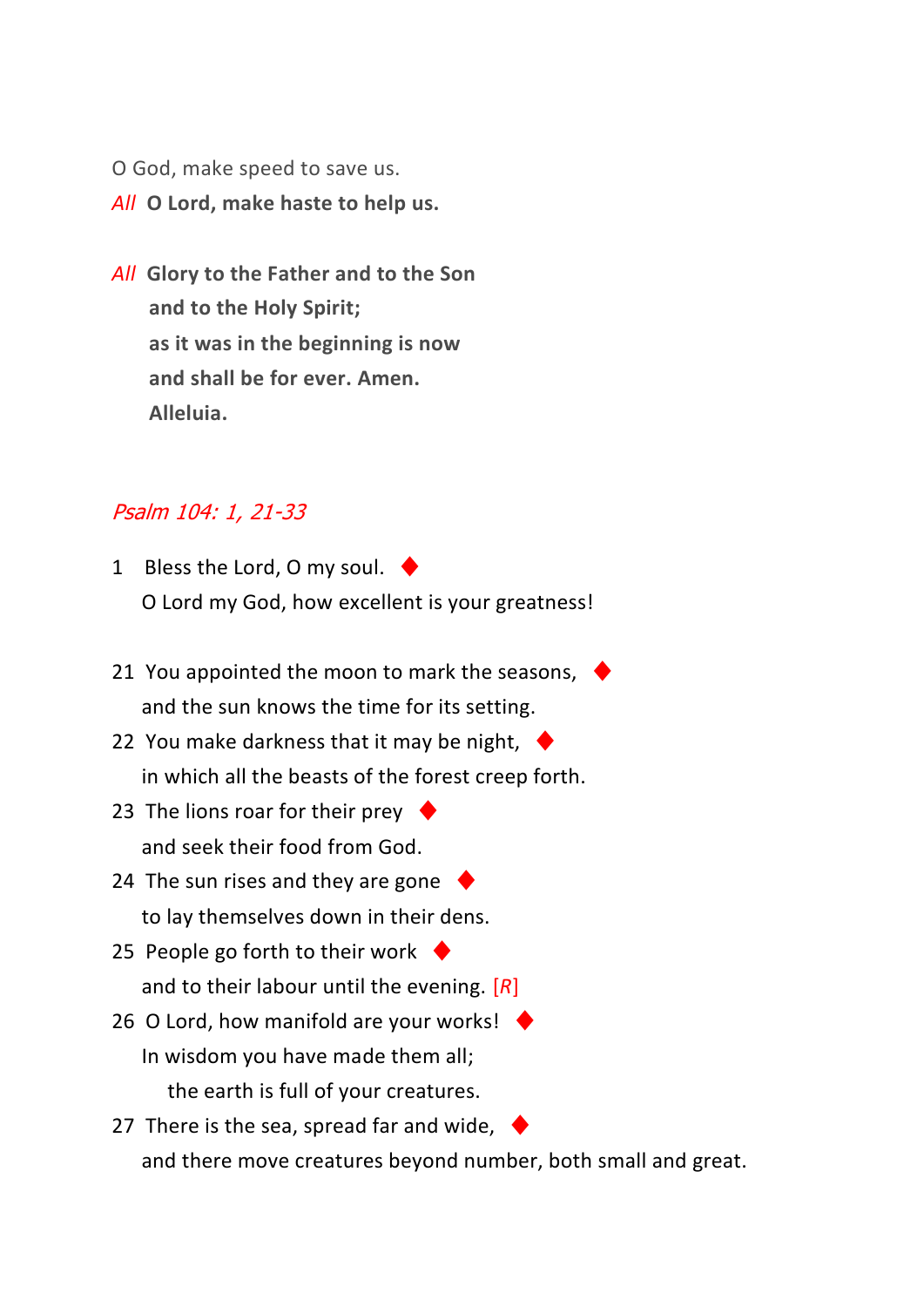O God, make speed to save us.

*All* **O Lord, make haste to help us.**

*All* **Glory to the Father and to the Son**
**and to the Holy Spirit;**
**as it was in the beginning is now**
**and shall be for ever. Amen.**
**Alleluia.**

*Psalm 104: 1, 21-33*

1 Bless the Lord, O my soul. ♦
O Lord my God, how excellent is your greatness!

21 You appointed the moon to mark the seasons, ♦
and the sun knows the time for its setting.

22 You make darkness that it may be night, ♦
in which all the beasts of the forest creep forth.

23 The lions roar for their prey ♦
and seek their food from God.

24 The sun rises and they are gone ♦
to lay themselves down in their dens.

25 People go forth to their work ♦
and to their labour until the evening. [*R*]

26 O Lord, how manifold are your works! ♦
In wisdom you have made them all;
the earth is full of your creatures.

27 There is the sea, spread far and wide, ♦
and there move creatures beyond number, both small and great.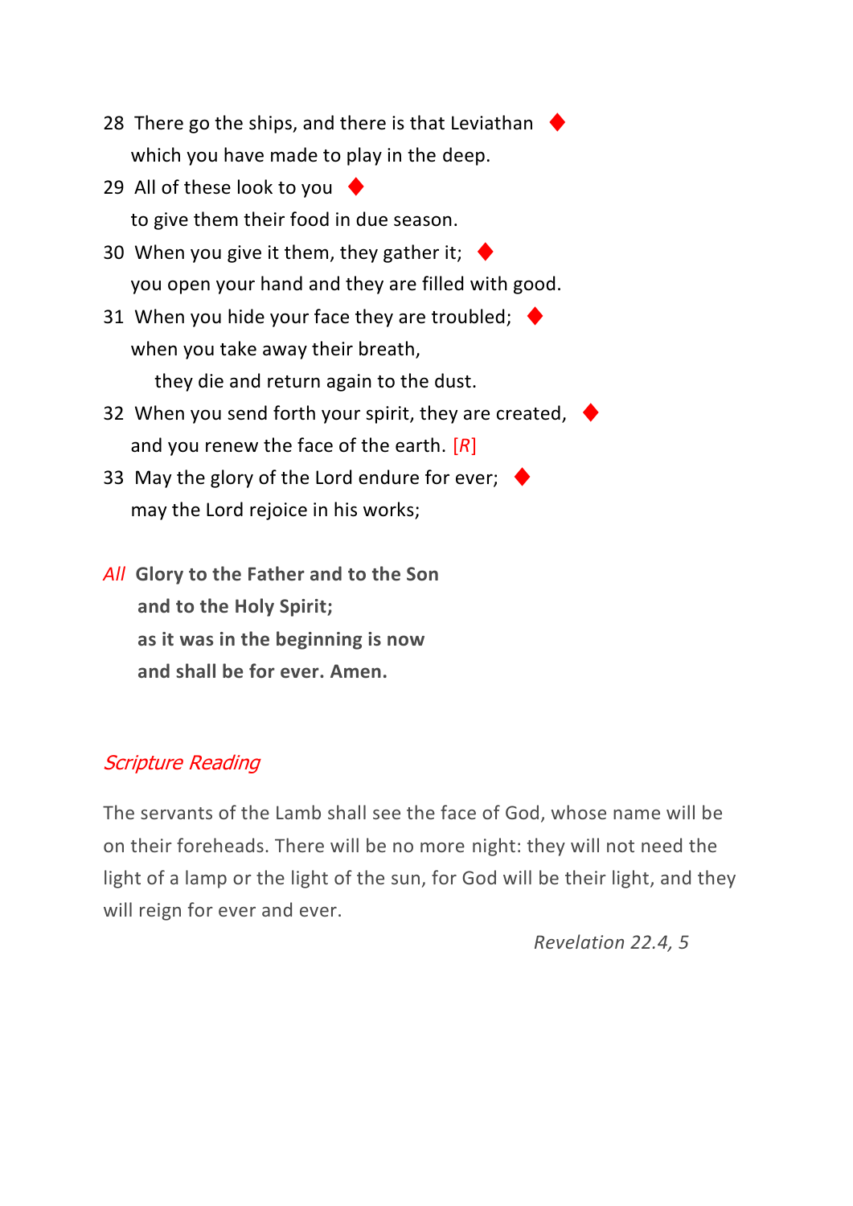28 There go the ships, and there is that Leviathan ◆
which you have made to play in the deep.

29 All of these look to you ◆
to give them their food in due season.

30 When you give it them, they gather it; ◆
you open your hand and they are filled with good.

31 When you hide your face they are troubled; ◆
when you take away their breath,
they die and return again to the dust.

32 When you send forth your spirit, they are created, ◆
and you renew the face of the earth. [*R*]

33 May the glory of the Lord endure for ever; ◆
may the Lord rejoice in his works;

*All* **Glory to the Father and to the Son**
**and to the Holy Spirit;**
**as it was in the beginning is now**
**and shall be for ever. Amen.**

*Scripture Reading*

The servants of the Lamb shall see the face of God, whose name will be on their foreheads. There will be no more night: they will not need the light of a lamp or the light of the sun, for God will be their light, and they will reign for ever and ever.

*Revelation 22.4, 5*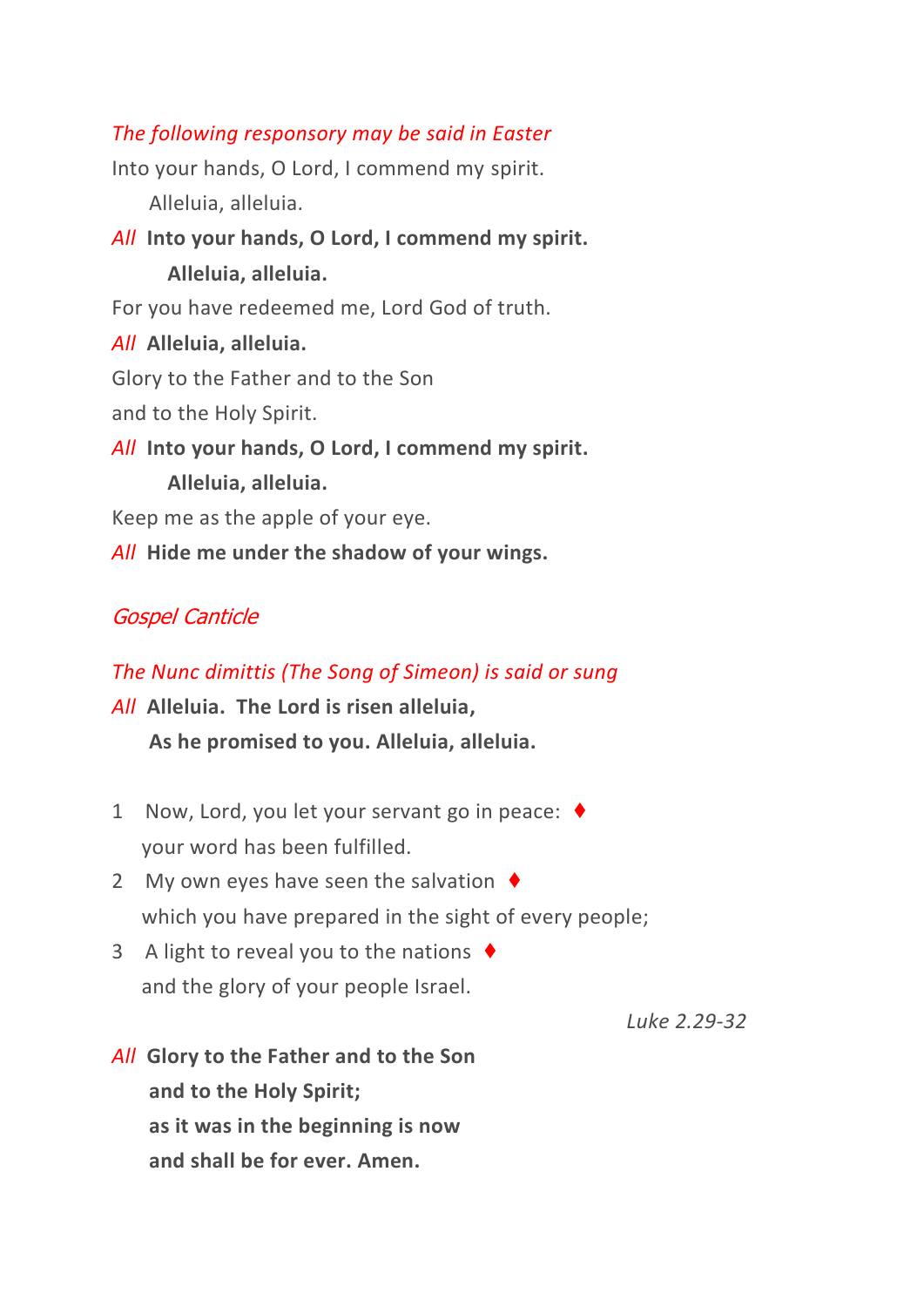*The following responsory may be said in Easter*

Into your hands, O Lord, I commend my spirit.
  Alleluia, alleluia.

*All* **Into your hands, O Lord, I commend my spirit.**
  **Alleluia, alleluia.**

For you have redeemed me, Lord God of truth.

*All* **Alleluia, alleluia.**

Glory to the Father and to the Son
and to the Holy Spirit.

*All* **Into your hands, O Lord, I commend my spirit.**
  **Alleluia, alleluia.**

Keep me as the apple of your eye.

*All* **Hide me under the shadow of your wings.**

*Gospel Canticle*

*The Nunc dimittis (The Song of Simeon) is said or sung*

*All* **Alleluia. The Lord is risen alleluia,**
  **As he promised to you. Alleluia, alleluia.**

1 Now, Lord, you let your servant go in peace: ♦
  your word has been fulfilled.

2 My own eyes have seen the salvation ♦
  which you have prepared in the sight of every people;

3 A light to reveal you to the nations ♦
  and the glory of your people Israel.

*Luke 2.29-32*

*All* **Glory to the Father and to the Son**
  **and to the Holy Spirit;**
  **as it was in the beginning is now**
  **and shall be for ever. Amen.**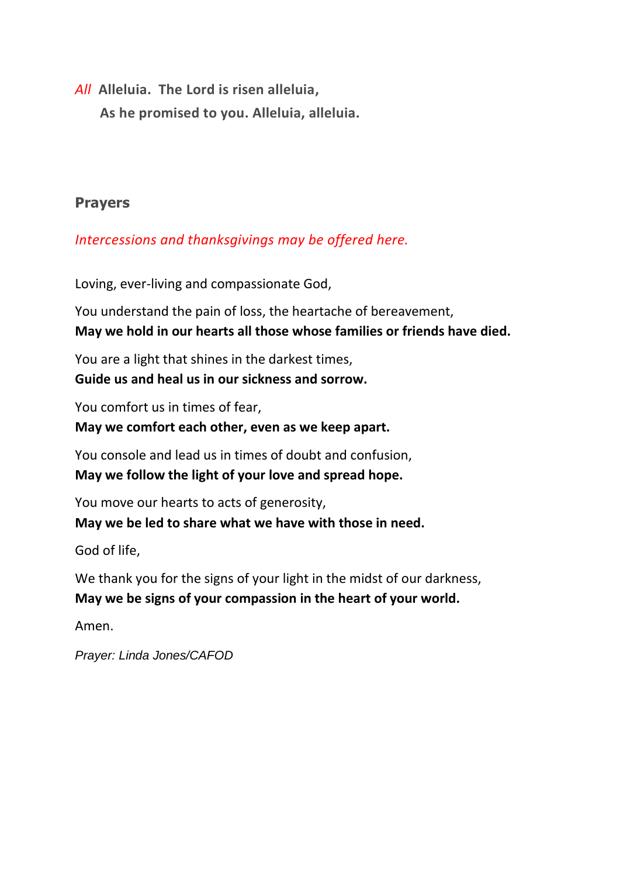*All* **Alleluia. The Lord is risen alleluia,**
**As he promised to you. Alleluia, alleluia.**

## Prayers

*Intercessions and thanksgivings may be offered here.*

Loving, ever-living and compassionate God,

You understand the pain of loss, the heartache of bereavement,
**May we hold in our hearts all those whose families or friends have died.**

You are a light that shines in the darkest times,
**Guide us and heal us in our sickness and sorrow.**

You comfort us in times of fear,
**May we comfort each other, even as we keep apart.**

You console and lead us in times of doubt and confusion,
**May we follow the light of your love and spread hope.**

You move our hearts to acts of generosity,
**May we be led to share what we have with those in need.**

God of life,

We thank you for the signs of your light in the midst of our darkness,
**May we be signs of your compassion in the heart of your world.**

Amen.

*Prayer: Linda Jones/CAFOD*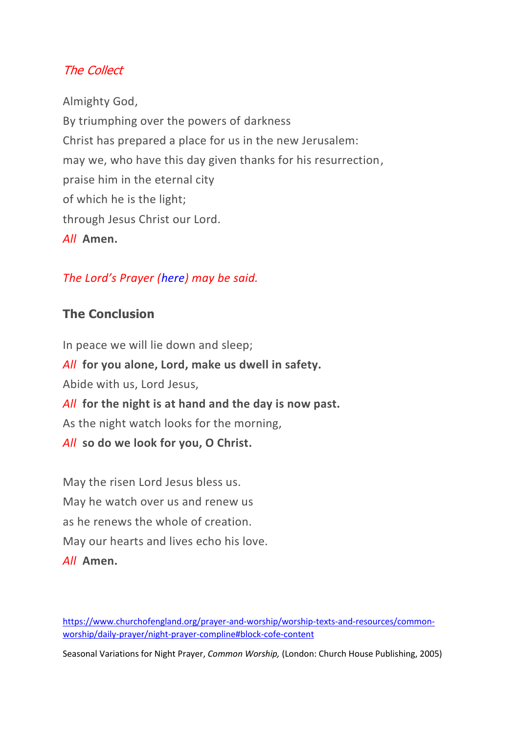*The Collect*

Almighty God,
By triumphing over the powers of darkness
Christ has prepared a place for us in the new Jerusalem:
may we, who have this day given thanks for his resurrection,
praise him in the eternal city
of which he is the light;
through Jesus Christ our Lord.
*All* **Amen.**

*The Lord's Prayer (here) may be said.*

**The Conclusion**

In peace we will lie down and sleep;
*All* **for you alone, Lord, make us dwell in safety.**
Abide with us, Lord Jesus,
*All* **for the night is at hand and the day is now past.**
As the night watch looks for the morning,
*All* **so do we look for you, O Christ.**

May the risen Lord Jesus bless us.
May he watch over us and renew us
as he renews the whole of creation.
May our hearts and lives echo his love.
*All* **Amen.**

https://www.churchofengland.org/prayer-and-worship/worship-texts-and-resources/common-worship/daily-prayer/night-prayer-compline#block-cofe-content

Seasonal Variations for Night Prayer, *Common Worship,* (London: Church House Publishing, 2005)